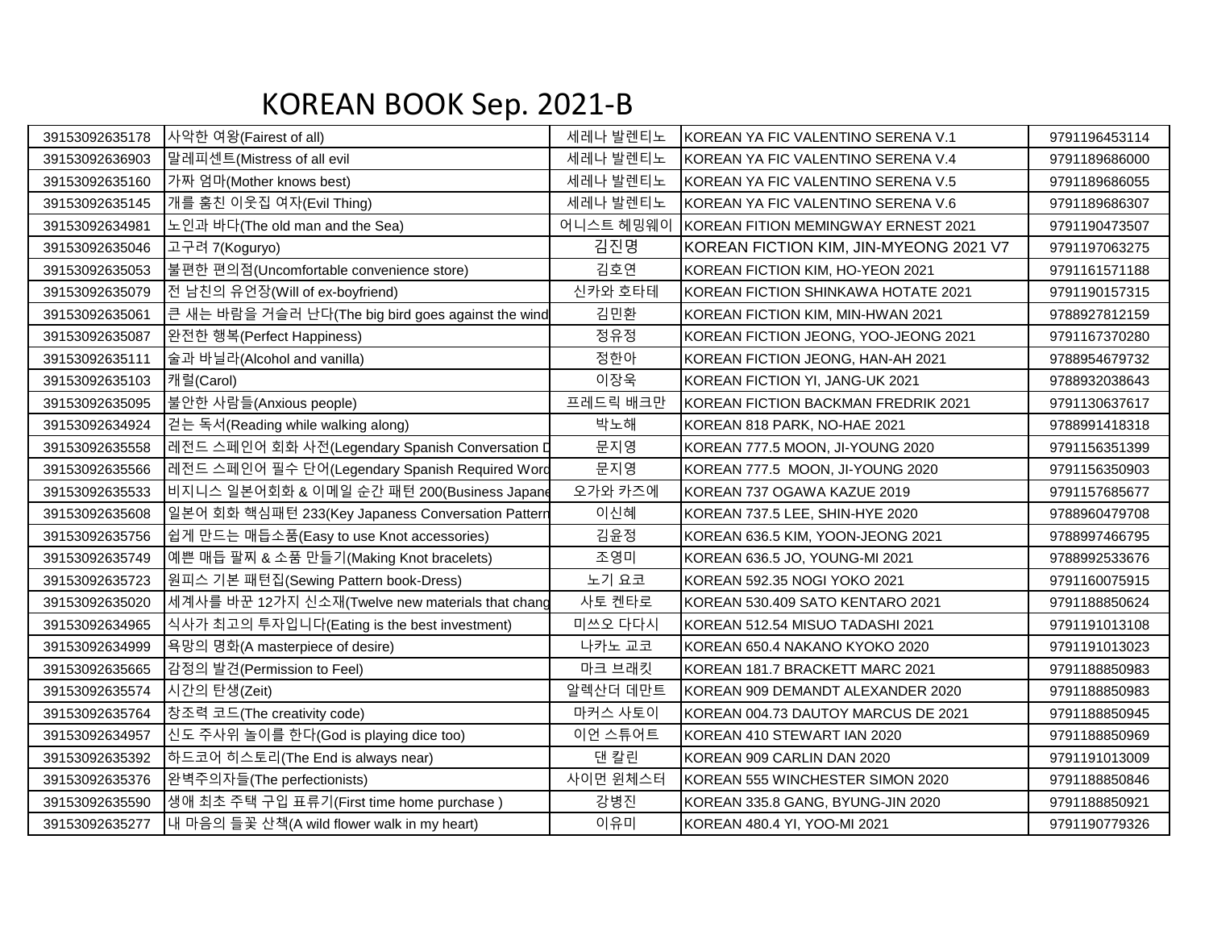# KOREAN BOOK Sep. 2021-B

| | | | | |
|---|---|---|---|---|
| 39153092635178 | 사악한 여왕(Fairest of all) | 세레나 발렌티노 | KOREAN YA FIC VALENTINO SERENA V.1 | 9791196453114 |
| 39153092636903 | 말레피센트(Mistress of all evil | 세레나 발렌티노 | KOREAN YA FIC VALENTINO SERENA V.4 | 9791189686000 |
| 39153092635160 | 가짜 엄마(Mother knows best) | 세레나 발렌티노 | KOREAN YA FIC VALENTINO SERENA V.5 | 9791189686055 |
| 39153092635145 | 개를 훔친 이웃집 여자(Evil Thing) | 세레나 발렌티노 | KOREAN YA FIC VALENTINO SERENA V.6 | 9791189686307 |
| 39153092634981 | 노인과 바다(The old man and the Sea) | 어니스트 헤밍웨이 | KOREAN FITION MEMINGWAY ERNEST 2021 | 9791190473507 |
| 39153092635046 | 고구려 7(Koguryo) | 김진명 | KOREAN FICTION KIM, JIN-MYEONG 2021 V7 | 9791197063275 |
| 39153092635053 | 불편한 편의점(Uncomfortable convenience store) | 김호연 | KOREAN FICTION KIM, HO-YEON 2021 | 9791161571188 |
| 39153092635079 | 전 남친의 유언장(Will of ex-boyfriend) | 신카와 호타테 | KOREAN FICTION SHINKAWA HOTATE 2021 | 9791190157315 |
| 39153092635061 | 큰 새는 바람을 거슬러 난다(The big bird goes against the wind | 김민환 | KOREAN FICTION KIM, MIN-HWAN 2021 | 9788927812159 |
| 39153092635087 | 완전한 행복(Perfect Happiness) | 정유정 | KOREAN FICTION JEONG, YOO-JEONG 2021 | 9791167370280 |
| 39153092635111 | 술과 바닐라(Alcohol and vanilla) | 정한아 | KOREAN FICTION JEONG, HAN-AH 2021 | 9788954679732 |
| 39153092635103 | 캐럴(Carol) | 이장욱 | KOREAN FICTION YI, JANG-UK 2021 | 9788932038643 |
| 39153092635095 | 불안한 사람들(Anxious people) | 프레드릭 배크만 | KOREAN FICTION BACKMAN FREDRIK 2021 | 9791130637617 |
| 39153092634924 | 걷는 독서(Reading while walking along) | 박노해 | KOREAN 818 PARK, NO-HAE 2021 | 9788991418318 |
| 39153092635558 | 레전드 스페인어 회화 사전(Legendary Spanish Conversation D | 문지영 | KOREAN 777.5 MOON, JI-YOUNG 2020 | 9791156351399 |
| 39153092635566 | 레전드 스페인어 필수 단어(Legendary Spanish Required Word | 문지영 | KOREAN 777.5  MOON, JI-YOUNG 2020 | 9791156350903 |
| 39153092635533 | 비지니스 일본어회화 & 이메일 순간 패턴 200(Business Japane | 오가와 카즈에 | KOREAN 737 OGAWA KAZUE 2019 | 9791157685677 |
| 39153092635608 | 일본어 회화 핵심패턴 233(Key Japaness Conversation Pattern | 이신혜 | KOREAN 737.5 LEE, SHIN-HYE 2020 | 9788960479708 |
| 39153092635756 | 쉽게 만드는 매듭소품(Easy to use Knot accessories) | 김윤정 | KOREAN 636.5 KIM, YOON-JEONG 2021 | 9788997466795 |
| 39153092635749 | 예쁜 매듭 팔찌 & 소품 만들기(Making Knot bracelets) | 조영미 | KOREAN 636.5 JO, YOUNG-MI 2021 | 9788992533676 |
| 39153092635723 | 원피스 기본 패턴집(Sewing Pattern book-Dress) | 노기 요코 | KOREAN 592.35 NOGI YOKO 2021 | 9791160075915 |
| 39153092635020 | 세계사를 바꾼 12가지 신소재(Twelve new materials that chang | 사토 켄타로 | KOREAN 530.409 SATO KENTARO 2021 | 9791188850624 |
| 39153092634965 | 식사가 최고의 투자입니다(Eating is the best investment) | 미쓰오 다다시 | KOREAN 512.54 MISUO TADASHI 2021 | 9791191013108 |
| 39153092634999 | 욕망의 명화(A masterpiece of desire) | 나카노 교코 | KOREAN 650.4 NAKANO KYOKO 2020 | 9791191013023 |
| 39153092635665 | 감정의 발견(Permission to Feel) | 마크 브래킷 | KOREAN 181.7 BRACKETT MARC 2021 | 9791188850983 |
| 39153092635574 | 시간의 탄생(Zeit) | 알렉산더 데만트 | KOREAN 909 DEMANDT ALEXANDER 2020 | 9791188850983 |
| 39153092635764 | 창조력 코드(The creativity code) | 마커스 사토이 | KOREAN 004.73 DAUTOY MARCUS DE 2021 | 9791188850945 |
| 39153092634957 | 신도 주사위 놀이를 한다(God is playing dice too) | 이언 스튜어트 | KOREAN 410 STEWART IAN 2020 | 9791188850969 |
| 39153092635392 | 하드코어 히스토리(The End is always near) | 댄 칼린 | KOREAN 909 CARLIN DAN 2020 | 9791191013009 |
| 39153092635376 | 완벽주의자들(The perfectionists) | 사이먼 윈체스터 | KOREAN 555 WINCHESTER SIMON 2020 | 9791188850846 |
| 39153092635590 | 생애 최초 주택 구입 표류기(First time home purchase ) | 강병진 | KOREAN 335.8 GANG, BYUNG-JIN 2020 | 9791188850921 |
| 39153092635277 | 내 마음의 들꽃 산책(A wild flower walk in my heart) | 이유미 | KOREAN 480.4 YI, YOO-MI 2021 | 9791190779326 |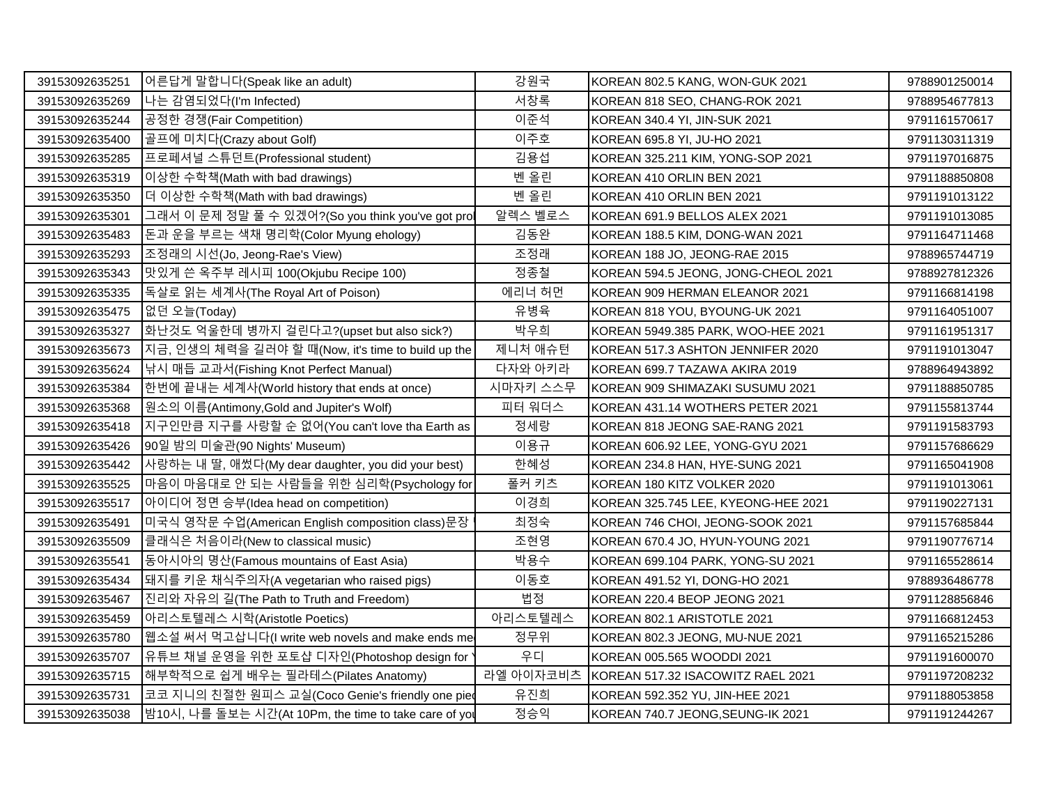| | | | | |
|---|---|---|---|---|
| 39153092635251 | 어른답게 말합니다(Speak like an adult) | 강원국 | KOREAN 802.5 KANG, WON-GUK 2021 | 9788901250014 |
| 39153092635269 | 나는 감염되었다(I'm Infected) | 서창록 | KOREAN 818 SEO, CHANG-ROK 2021 | 9788954677813 |
| 39153092635244 | 공정한 경쟁(Fair Competition) | 이준석 | KOREAN 340.4 YI, JIN-SUK 2021 | 9791161570617 |
| 39153092635400 | 골프에 미치다(Crazy about Golf) | 이주호 | KOREAN 695.8 YI, JU-HO 2021 | 9791130311319 |
| 39153092635285 | 프로페셔널 스튜던트(Professional student) | 김용섭 | KOREAN 325.211 KIM, YONG-SOP 2021 | 9791197016875 |
| 39153092635319 | 이상한 수학책(Math with bad drawings) | 벤 올린 | KOREAN 410 ORLIN BEN 2021 | 9791188850808 |
| 39153092635350 | 더 이상한 수학책(Math with bad drawings) | 벤 올린 | KOREAN 410 ORLIN BEN 2021 | 9791191013122 |
| 39153092635301 | 그래서 이 문제 정말 풀 수 있겠어?(So you think you've got pro | 알렉스 벨로스 | KOREAN 691.9 BELLOS ALEX 2021 | 9791191013085 |
| 39153092635483 | 돈과 운을 부르는 색채 명리학(Color Myung ehology) | 김동완 | KOREAN 188.5 KIM, DONG-WAN 2021 | 9791164711468 |
| 39153092635293 | 조정래의 시선(Jo, Jeong-Rae's View) | 조정래 | KOREAN 188 JO, JEONG-RAE 2015 | 9788965744719 |
| 39153092635343 | 맛있게 쓴 옥주부 레시피 100(Okjubu Recipe 100) | 정종철 | KOREAN 594.5 JEONG, JONG-CHEOL 2021 | 9788927812326 |
| 39153092635335 | 독살로 읽는 세계사(The Royal Art of Poison) | 에리너 허먼 | KOREAN 909 HERMAN ELEANOR 2021 | 9791166814198 |
| 39153092635475 | 없던 오늘(Today) | 유병욱 | KOREAN 818 YOU, BYOUNG-UK 2021 | 9791164051007 |
| 39153092635327 | 화난것도 억울한데 병까지 걸린다고?(upset but also sick?) | 박우희 | KOREAN 5949.385 PARK, WOO-HEE 2021 | 9791161951317 |
| 39153092635673 | 지금, 인생의 체력을 길러야 할 때(Now, it's time to build up the | 제니처 애슈턴 | KOREAN 517.3 ASHTON JENNIFER 2020 | 9791191013047 |
| 39153092635624 | 낚시 매듭 교과서(Fishing Knot Perfect Manual) | 다자와 아키라 | KOREAN 699.7 TAZAWA AKIRA 2019 | 9788964943892 |
| 39153092635384 | 한번에 끝내는 세계사(World history that ends at once) | 시마자키 스스무 | KOREAN 909 SHIMAZAKI SUSUMU 2021 | 9791188850785 |
| 39153092635368 | 원소의 이름(Antimony,Gold and Jupiter's Wolf) | 피터 워더스 | KOREAN 431.14 WOTHERS PETER 2021 | 9791155813744 |
| 39153092635418 | 지구인만큼 지구를 사랑할 순 없어(You can't love tha Earth as | 정세랑 | KOREAN 818 JEONG SAE-RANG 2021 | 9791191583793 |
| 39153092635426 | 90일 밤의 미술관(90 Nights' Museum) | 이용규 | KOREAN 606.92 LEE, YONG-GYU 2021 | 9791157686629 |
| 39153092635442 | 사랑하는 내 딸, 애썼다(My dear daughter, you did your best) | 한혜성 | KOREAN 234.8 HAN, HYE-SUNG 2021 | 9791165041908 |
| 39153092635525 | 마음이 마음대로 안 되는 사람들을 위한 심리학(Psychology for | 폴커 키츠 | KOREAN 180 KITZ VOLKER 2020 | 9791191013061 |
| 39153092635517 | 아이디어 정면 승부(Idea head on competition) | 이경희 | KOREAN 325.745 LEE, KYEONG-HEE 2021 | 9791190227131 |
| 39153092635491 | 미국식 영작문 수업(American English composition class)문장 | 최정숙 | KOREAN 746 CHOI, JEONG-SOOK 2021 | 9791157685844 |
| 39153092635509 | 클래식은 처음이라(New to classical music) | 조현영 | KOREAN 670.4 JO, HYUN-YOUNG 2021 | 9791190776714 |
| 39153092635541 | 동아시아의 명산(Famous mountains of East Asia) | 박용수 | KOREAN 699.104 PARK, YONG-SU 2021 | 9791165528614 |
| 39153092635434 | 돼지를 키운 채식주의자(A vegetarian who raised pigs) | 이동호 | KOREAN 491.52 YI, DONG-HO 2021 | 9788936486778 |
| 39153092635467 | 진리와 자유의 길(The Path to Truth and Freedom) | 법정 | KOREAN 220.4 BEOP JEONG 2021 | 9791128856846 |
| 39153092635459 | 아리스토텔레스 시학(Aristotle Poetics) | 아리스토텔레스 | KOREAN 802.1 ARISTOTLE 2021 | 9791166812453 |
| 39153092635780 | 웹소설 써서 먹고삽니다(I write web novels and make ends me | 정무위 | KOREAN 802.3 JEONG, MU-NUE 2021 | 9791165215286 |
| 39153092635707 | 유튜브 채널 운영을 위한 포토샵 디자인(Photoshop design for | 우디 | KOREAN 005.565 WOODDI 2021 | 9791191600070 |
| 39153092635715 | 해부학적으로 쉽게 배우는 필라테스(Pilates Anatomy) | 라엘 아이자코비츠 | KOREAN 517.32 ISACOWITZ RAEL 2021 | 9791197208232 |
| 39153092635731 | 코코 지니의 친절한 원피스 교실(Coco Genie's friendly one piec | 유진희 | KOREAN 592.352 YU, JIN-HEE 2021 | 9791188053858 |
| 39153092635038 | 밤10시, 나를 돌보는 시간(At 10Pm, the time to take care of you | 정승익 | KOREAN 740.7 JEONG,SEUNG-IK 2021 | 9791191244267 |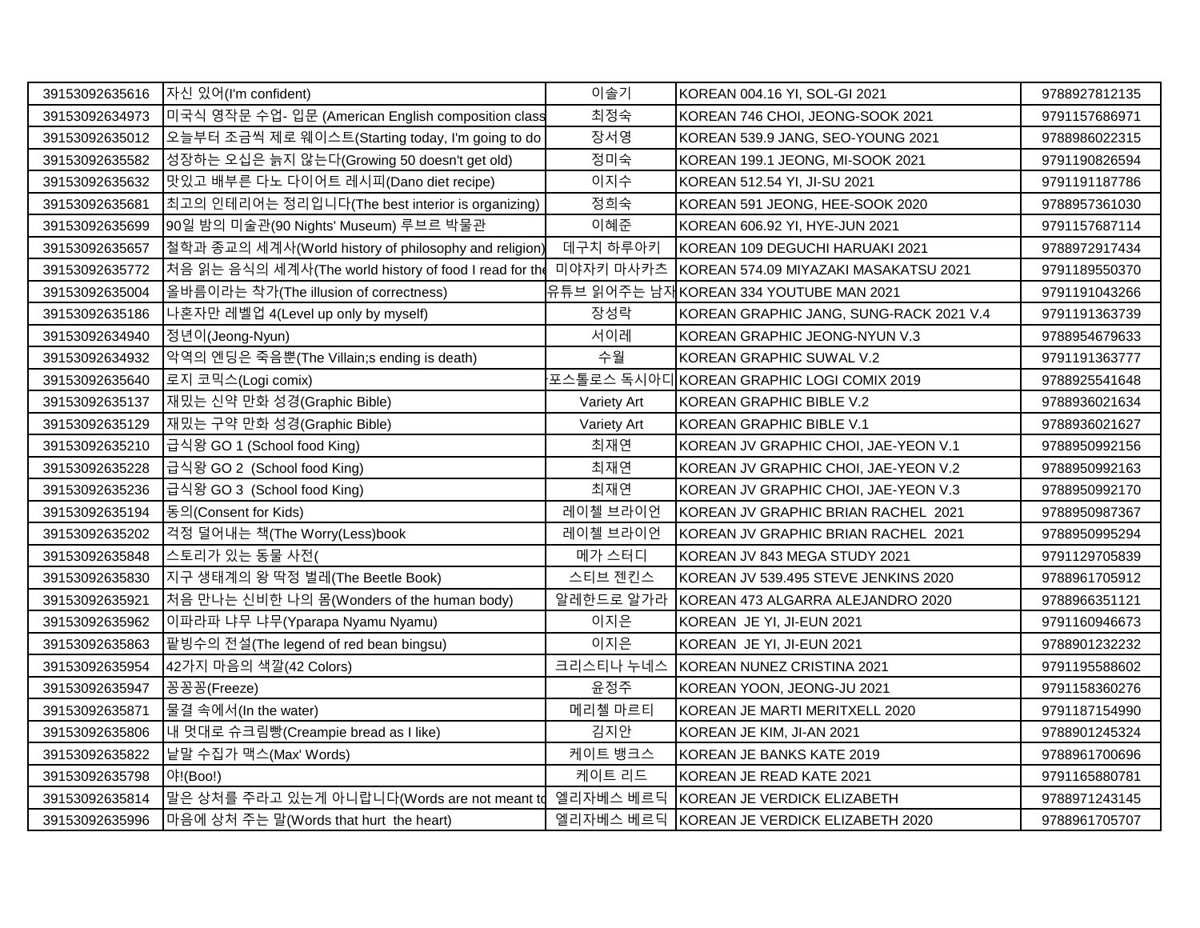| | | | | |
|---|---|---|---|---|
| 39153092635616 | 자신 있어(I'm confident) | 이솔기 | KOREAN 004.16 YI, SOL-GI 2021 | 9788927812135 |
| 39153092634973 | 미국식 영작문 수업- 입문 (American English composition class | 최정숙 | KOREAN 746 CHOI, JEONG-SOOK 2021 | 9791157686971 |
| 39153092635012 | 오늘부터 조금씩 제로 웨이스트(Starting today, I'm going to do | 장서영 | KOREAN 539.9 JANG, SEO-YOUNG 2021 | 9788986022315 |
| 39153092635582 | 성장하는 오십은 늙지 않는다(Growing 50 doesn't get old) | 정미숙 | KOREAN 199.1 JEONG, MI-SOOK 2021 | 9791190826594 |
| 39153092635632 | 맛있고 배부른 다노 다이어트 레시피(Dano diet recipe) | 이지수 | KOREAN 512.54 YI, JI-SU 2021 | 9791191187786 |
| 39153092635681 | 최고의 인테리어는 정리입니다(The best interior is organizing) | 정희숙 | KOREAN 591 JEONG, HEE-SOOK 2020 | 9788957361030 |
| 39153092635699 | 90일 밤의 미술관(90 Nights' Museum) 루브르 박물관 | 이혜준 | KOREAN 606.92 YI, HYE-JUN 2021 | 9791157687114 |
| 39153092635657 | 철학과 종교의 세계사(World history of philosophy and religion) | 데구치 하루아키 | KOREAN 109 DEGUCHI HARUAKI 2021 | 9788972917434 |
| 39153092635772 | 처음 읽는 음식의 세계사(The world history of food I read for the | 미야자키 마사카츠 | KOREAN 574.09 MIYAZAKI MASAKATSU 2021 | 9791189550370 |
| 39153092635004 | 올바름이라는 착가(The illusion of correctness) | 유튜브 읽어주는 남자 | KOREAN 334 YOUTUBE MAN 2021 | 9791191043266 |
| 39153092635186 | 나혼자만 레벨업 4(Level up only by myself) | 장성락 | KOREAN GRAPHIC JANG, SUNG-RACK 2021 V.4 | 9791191363739 |
| 39153092634940 | 정년이(Jeong-Nyun) | 서이레 | KOREAN GRAPHIC JEONG-NYUN V.3 | 9788954679633 |
| 39153092634932 | 악역의 엔딩은 죽음뿐(The Villain;s ending is death) | 수월 | KOREAN GRAPHIC SUWAL V.2 | 9791191363777 |
| 39153092635640 | 로지 코믹스(Logi comix) | 포스톨로스 독시아디 | KOREAN GRAPHIC LOGI COMIX 2019 | 9788925541648 |
| 39153092635137 | 재밌는 신약 만화 성경(Graphic Bible) | Variety Art | KOREAN GRAPHIC BIBLE V.2 | 9788936021634 |
| 39153092635129 | 재밌는 구약 만화 성경(Graphic Bible) | Variety Art | KOREAN GRAPHIC BIBLE V.1 | 9788936021627 |
| 39153092635210 | 급식왕 GO 1 (School food King) | 최재연 | KOREAN JV GRAPHIC CHOI, JAE-YEON V.1 | 9788950992156 |
| 39153092635228 | 급식왕 GO 2 (School food King) | 최재연 | KOREAN JV GRAPHIC CHOI, JAE-YEON V.2 | 9788950992163 |
| 39153092635236 | 급식왕 GO 3 (School food King) | 최재연 | KOREAN JV GRAPHIC CHOI, JAE-YEON V.3 | 9788950992170 |
| 39153092635194 | 동의(Consent for Kids) | 레이첼 브라이언 | KOREAN JV GRAPHIC BRIAN RACHEL 2021 | 9788950987367 |
| 39153092635202 | 걱정 덜어내는 책(The Worry(Less)book | 레이첼 브라이언 | KOREAN JV GRAPHIC BRIAN RACHEL 2021 | 9788950995294 |
| 39153092635848 | 스토리가 있는 동물 사전( | 메가 스터디 | KOREAN JV 843 MEGA STUDY 2021 | 9791129705839 |
| 39153092635830 | 지구 생태계의 왕 딱정 벌레(The Beetle Book) | 스티브 젠킨스 | KOREAN JV 539.495 STEVE JENKINS 2020 | 9788961705912 |
| 39153092635921 | 처음 만나는 신비한 나의 몸(Wonders of the human body) | 알레한드로 알가라 | KOREAN 473 ALGARRA ALEJANDRO 2020 | 9788966351121 |
| 39153092635962 | 이파라파 냐무 냐무(Yparapa Nyamu Nyamu) | 이지은 | KOREAN JE YI, JI-EUN 2021 | 9791160946673 |
| 39153092635863 | 팥빙수의 전설(The legend of red bean bingsu) | 이지은 | KOREAN JE YI, JI-EUN 2021 | 9788901232232 |
| 39153092635954 | 42가지 마음의 색깔(42 Colors) | 크리스티나 누네스 | KOREAN NUNEZ CRISTINA 2021 | 9791195588602 |
| 39153092635947 | 꽁꽁꽁(Freeze) | 윤정주 | KOREAN YOON, JEONG-JU 2021 | 9791158360276 |
| 39153092635871 | 물결 속에서(In the water) | 메리첼 마르티 | KOREAN JE MARTI MERITXELL 2020 | 9791187154990 |
| 39153092635806 | 내 멋대로 슈크림빵(Creampie bread as I like) | 김지안 | KOREAN JE KIM, JI-AN 2021 | 9788901245324 |
| 39153092635822 | 낱말 수집가 맥스(Max' Words) | 케이트 뱅크스 | KOREAN JE BANKS KATE 2019 | 9788961700696 |
| 39153092635798 | 야!(Boo!) | 케이트 리드 | KOREAN JE READ KATE 2021 | 9791165880781 |
| 39153092635814 | 말은 상처를 주라고 있는게 아니랍니다(Words are not meant to | 엘리자베스 베르딕 | KOREAN JE VERDICK ELIZABETH | 9788971243145 |
| 39153092635996 | 마음에 상처 주는 말(Words that hurt the heart) | 엘리자베스 베르딕 | KOREAN JE VERDICK ELIZABETH 2020 | 9788961705707 |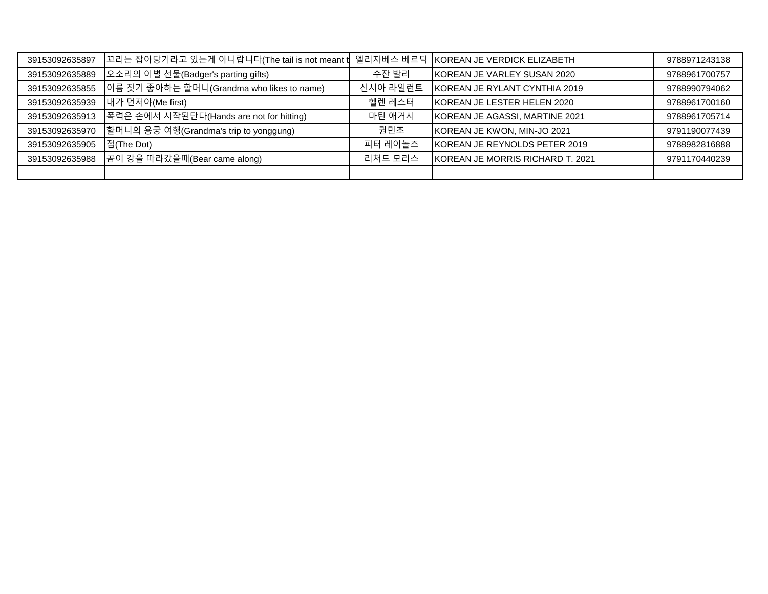| | | | | |
|---|---|---|---|---|
| 39153092635897 | 꼬리는 잡아당기라고 있는게 아니랍니다(The tail is not meant t | 엘리자베스 베르딕 | KOREAN JE VERDICK ELIZABETH | 9788971243138 |
| 39153092635889 | 오소리의 이별 선물(Badger's parting gifts) | 수잔 발리 | KOREAN JE VARLEY SUSAN 2020 | 9788961700757 |
| 39153092635855 | 이름 짓기 좋아하는 할머니(Grandma who likes to name) | 신시아 라일런트 | KOREAN JE RYLANT CYNTHIA 2019 | 9788990794062 |
| 39153092635939 | 내가 먼저야(Me first) | 헬렌 레스터 | KOREAN JE LESTER HELEN 2020 | 9788961700160 |
| 39153092635913 | 폭력은 손에서 시작된단다(Hands are not for hitting) | 마틴 애거시 | KOREAN JE AGASSI, MARTINE 2021 | 9788961705714 |
| 39153092635970 | 할머니의 용궁 여행(Grandma's trip to yonggung) | 권민조 | KOREAN JE KWON, MIN-JO 2021 | 9791190077439 |
| 39153092635905 | 점(The Dot) | 피터 레이놀즈 | KOREAN JE REYNOLDS PETER 2019 | 9788982816888 |
| 39153092635988 | 곰이 강을 따라갔을때(Bear came along) | 리처드 모리스 | KOREAN JE MORRIS RICHARD T. 2021 | 9791170440239 |
| | | | | |